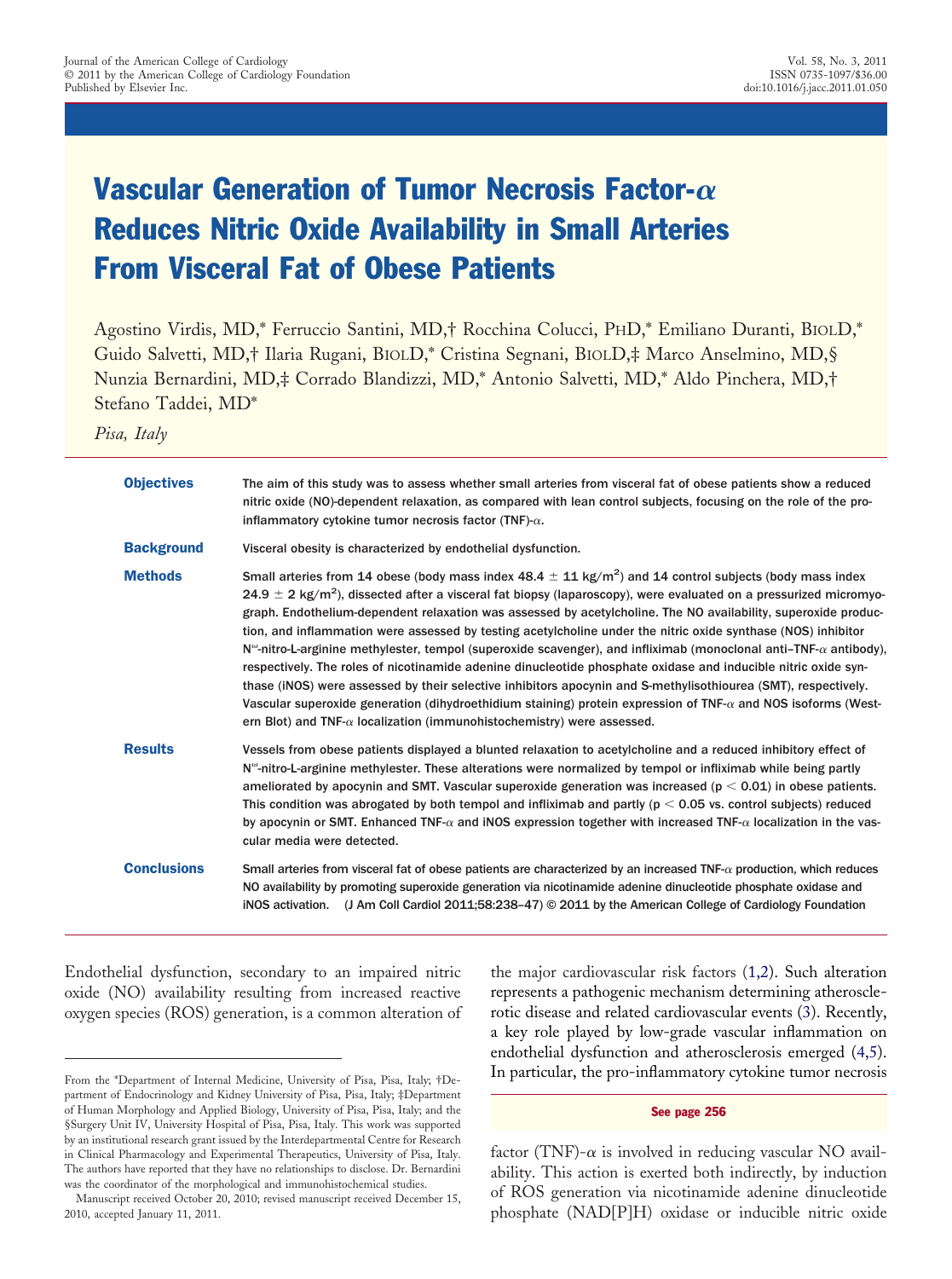# Vascular Generation of Tumor Necrosis Factor-$\alpha$ Reduces Nitric Oxide Availability in Small Arteries From Visceral Fat of Obese Patients

Agostino Virdis, MD,* Ferruccio Santini, MD,† Rocchina Colucci, PHD,* Emiliano Duranti, BIOLD,* Guido Salvetti, MD,† Ilaria Rugani, BIOLD,* Cristina Segnani, BIOLD,‡ Marco Anselmino, MD,§ Nunzia Bernardini, MD,‡ Corrado Blandizzi, MD,* Antonio Salvetti, MD,* Aldo Pinchera, MD,† Stefano Taddei, MD*

*Pisa, Italy*

**Objectives** The aim of this study was to assess whether small arteries from visceral fat of obese patients show a reduced nitric oxide (NO)-dependent relaxation, as compared with lean control subjects, focusing on the role of the pro-inflammatory cytokine tumor necrosis factor (TNF)-$\alpha$.

**Background** Visceral obesity is characterized by endothelial dysfunction.

**Methods** Small arteries from 14 obese (body mass index $48.4 \pm 11$ kg/m$^2$) and 14 control subjects (body mass index $24.9 \pm 2$ kg/m$^2$), dissected after a visceral fat biopsy (laparoscopy), were evaluated on a pressurized micromyograph. Endothelium-dependent relaxation was assessed by acetylcholine. The NO availability, superoxide production, and inflammation were assessed by testing acetylcholine under the nitric oxide synthase (NOS) inhibitor $N^{\omega}$-nitro-L-arginine methylester, tempol (superoxide scavenger), and infliximab (monoclonal anti–TNF-$\alpha$ antibody), respectively. The roles of nicotinamide adenine dinucleotide phosphate oxidase and inducible nitric oxide synthase (iNOS) were assessed by their selective inhibitors apocynin and S-methylisothiourea (SMT), respectively. Vascular superoxide generation (dihydroethidium staining) protein expression of TNF-$\alpha$ and NOS isoforms (Western Blot) and TNF-$\alpha$ localization (immunohistochemistry) were assessed.

**Results** Vessels from obese patients displayed a blunted relaxation to acetylcholine and a reduced inhibitory effect of $N^{\omega}$-nitro-L-arginine methylester. These alterations were normalized by tempol or infliximab while being partly ameliorated by apocynin and SMT. Vascular superoxide generation was increased ($p < 0.01$) in obese patients. This condition was abrogated by both tempol and infliximab and partly ($p < 0.05$ vs. control subjects) reduced by apocynin or SMT. Enhanced TNF-$\alpha$ and iNOS expression together with increased TNF-$\alpha$ localization in the vascular media were detected.

**Conclusions** Small arteries from visceral fat of obese patients are characterized by an increased TNF-$\alpha$ production, which reduces NO availability by promoting superoxide generation via nicotinamide adenine dinucleotide phosphate oxidase and iNOS activation. (J Am Coll Cardiol 2011;58:238–47) © 2011 by the American College of Cardiology Foundation

Endothelial dysfunction, secondary to an impaired nitric oxide (NO) availability resulting from increased reactive oxygen species (ROS) generation, is a common alteration of the major cardiovascular risk factors (1,2). Such alteration represents a pathogenic mechanism determining atherosclerotic disease and related cardiovascular events (3). Recently, a key role played by low-grade vascular inflammation on endothelial dysfunction and atherosclerosis emerged (4,5). In particular, the pro-inflammatory cytokine tumor necrosis

See page 256

factor (TNF)-$\alpha$ is involved in reducing vascular NO availability. This action is exerted both indirectly, by induction of ROS generation via nicotinamide adenine dinucleotide phosphate (NAD[P]H) oxidase or inducible nitric oxide

From the *Department of Internal Medicine, University of Pisa, Pisa, Italy; †Department of Endocrinology and Kidney University of Pisa, Pisa, Italy; ‡Department of Human Morphology and Applied Biology, University of Pisa, Pisa, Italy; and the §Surgery Unit IV, University Hospital of Pisa, Pisa, Italy. This work was supported by an institutional research grant issued by the Interdepartmental Centre for Research in Clinical Pharmacology and Experimental Therapeutics, University of Pisa, Italy. The authors have reported that they have no relationships to disclose. Dr. Bernardini was the coordinator of the morphological and immunohistochemical studies.

Manuscript received October 20, 2010; revised manuscript received December 15, 2010, accepted January 11, 2011.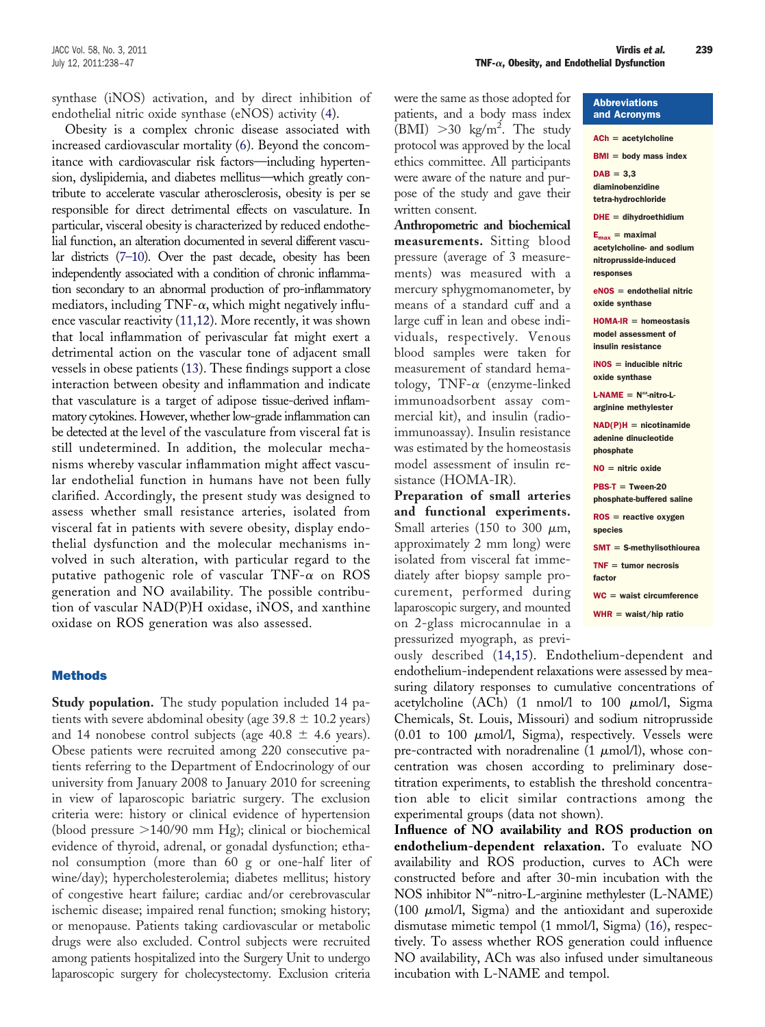synthase (iNOS) activation, and by direct inhibition of endothelial nitric oxide synthase (eNOS) activity (4).

Obesity is a complex chronic disease associated with increased cardiovascular mortality (6). Beyond the concomitance with cardiovascular risk factors—including hypertension, dyslipidemia, and diabetes mellitus—which greatly contribute to accelerate vascular atherosclerosis, obesity is per se responsible for direct detrimental effects on vasculature. In particular, visceral obesity is characterized by reduced endothelial function, an alteration documented in several different vascular districts (7–10). Over the past decade, obesity has been independently associated with a condition of chronic inflammation secondary to an abnormal production of pro-inflammatory mediators, including TNF-α, which might negatively influence vascular reactivity (11,12). More recently, it was shown that local inflammation of perivascular fat might exert a detrimental action on the vascular tone of adjacent small vessels in obese patients (13). These findings support a close interaction between obesity and inflammation and indicate that vasculature is a target of adipose tissue-derived inflammatory cytokines. However, whether low-grade inflammation can be detected at the level of the vasculature from visceral fat is still undetermined. In addition, the molecular mechanisms whereby vascular inflammation might affect vascular endothelial function in humans have not been fully clarified. Accordingly, the present study was designed to assess whether small resistance arteries, isolated from visceral fat in patients with severe obesity, display endothelial dysfunction and the molecular mechanisms involved in such alteration, with particular regard to the putative pathogenic role of vascular TNF-α on ROS generation and NO availability. The possible contribution of vascular NAD(P)H oxidase, iNOS, and xanthine oxidase on ROS generation was also assessed.

## Methods

**Study population.** The study population included 14 patients with severe abdominal obesity (age 39.8 ± 10.2 years) and 14 nonobese control subjects (age 40.8 ± 4.6 years). Obese patients were recruited among 220 consecutive patients referring to the Department of Endocrinology of our university from January 2008 to January 2010 for screening in view of laparoscopic bariatric surgery. The exclusion criteria were: history or clinical evidence of hypertension (blood pressure >140/90 mm Hg); clinical or biochemical evidence of thyroid, adrenal, or gonadal dysfunction; ethanol consumption (more than 60 g or one-half liter of wine/day); hypercholesterolemia; diabetes mellitus; history of congestive heart failure; cardiac and/or cerebrovascular ischemic disease; impaired renal function; smoking history; or menopause. Patients taking cardiovascular or metabolic drugs were also excluded. Control subjects were recruited among patients hospitalized into the Surgery Unit to undergo laparoscopic surgery for cholecystectomy. Exclusion criteria were the same as those adopted for patients, and a body mass index (BMI) >30 kg/m$^2$. The study protocol was approved by the local ethics committee. All participants were aware of the nature and purpose of the study and gave their written consent.

**Anthropometric and biochemical measurements.** Sitting blood pressure (average of 3 measurements) was measured with a mercury sphygmomanometer, by means of a standard cuff and a large cuff in lean and obese individuals, respectively. Venous blood samples were taken for measurement of standard hematology, TNF-α (enzyme-linked immunoadsorbent assay commercial kit), and insulin (radioimmunoassay). Insulin resistance was estimated by the homeostasis model assessment of insulin resistance (HOMA-IR).

**Preparation of small arteries and functional experiments.** Small arteries (150 to 300 μm, approximately 2 mm long) were isolated from visceral fat immediately after biopsy sample procurement, performed during laparoscopic surgery, and mounted on 2-glass microcannulae in a pressurized myograph, as previously described (14,15). Endothelium-dependent and endothelium-independent relaxations were assessed by measuring dilatory responses to cumulative concentrations of acetylcholine (ACh) (1 nmol/l to 100 μmol/l, Sigma Chemicals, St. Louis, Missouri) and sodium nitroprusside (0.01 to 100 μmol/l, Sigma), respectively. Vessels were pre-contracted with noradrenaline (1 μmol/l), whose concentration was chosen according to preliminary dose-titration experiments, to establish the threshold concentration able to elicit similar contractions among the experimental groups (data not shown).

**Influence of NO availability and ROS production on endothelium-dependent relaxation.** To evaluate NO availability and ROS production, curves to ACh were constructed before and after 30-min incubation with the NOS inhibitor N$^{\omega}$-nitro-L-arginine methylester (L-NAME) (100 μmol/l, Sigma) and the antioxidant and superoxide dismutase mimetic tempol (1 mmol/l, Sigma) (16), respectively. To assess whether ROS generation could influence NO availability, ACh was also infused under simultaneous incubation with L-NAME and tempol.

**Abbreviations and Acronyms**

ACh = acetylcholine

BMI = body mass index

DAB = 3,3 diaminobenzidine tetra-hydrochloride

DHE = dihydroethidium

$E_{max}$ = maximal acetylcholine- and sodium nitroprusside-induced responses

eNOS = endothelial nitric oxide synthase

HOMA-IR = homeostasis model assessment of insulin resistance

iNOS = inducible nitric oxide synthase

L-NAME = N$^{\omega}$-nitro-L-arginine methylester

NAD(P)H = nicotinamide adenine dinucleotide phosphate

NO = nitric oxide

PBS-T = Tween-20 phosphate-buffered saline

ROS = reactive oxygen species

SMT = S-methylisothiourea

TNF = tumor necrosis factor

WC = waist circumference

WHR = waist/hip ratio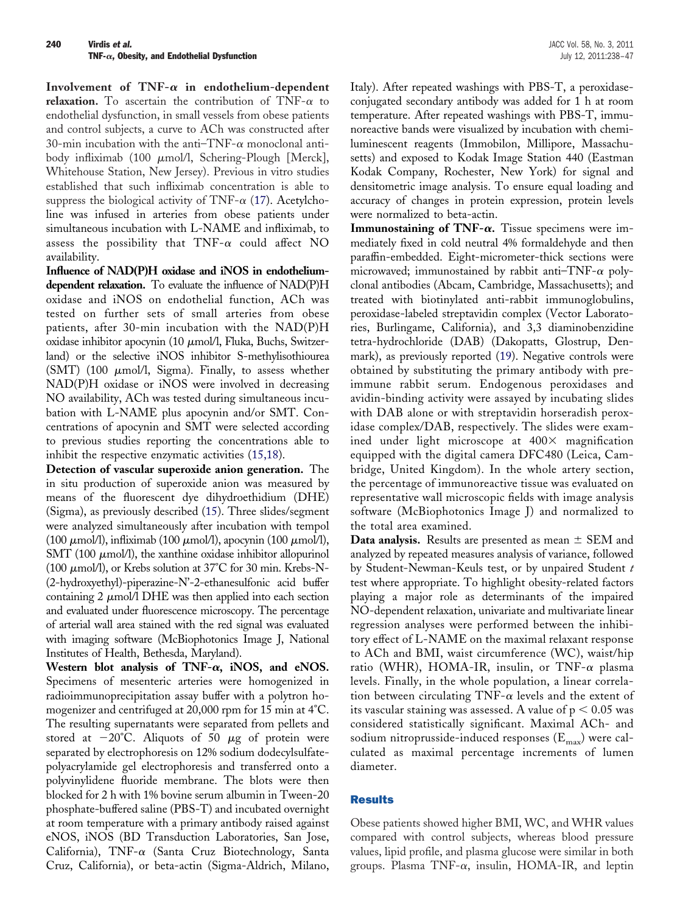**Involvement of TNF-α in endothelium-dependent relaxation.** To ascertain the contribution of TNF-α to endothelial dysfunction, in small vessels from obese patients and control subjects, a curve to ACh was constructed after 30-min incubation with the anti–TNF-α monoclonal antibody infliximab (100 μmol/l, Schering-Plough [Merck], Whitehouse Station, New Jersey). Previous in vitro studies established that such infliximab concentration is able to suppress the biological activity of TNF-α (17). Acetylcholine was infused in arteries from obese patients under simultaneous incubation with L-NAME and infliximab, to assess the possibility that TNF-α could affect NO availability.

**Influence of NAD(P)H oxidase and iNOS in endothelium-dependent relaxation.** To evaluate the influence of NAD(P)H oxidase and iNOS on endothelial function, ACh was tested on further sets of small arteries from obese patients, after 30-min incubation with the NAD(P)H oxidase inhibitor apocynin (10 μmol/l, Fluka, Buchs, Switzerland) or the selective iNOS inhibitor S-methylisothiourea (SMT) (100 μmol/l, Sigma). Finally, to assess whether NAD(P)H oxidase or iNOS were involved in decreasing NO availability, ACh was tested during simultaneous incubation with L-NAME plus apocynin and/or SMT. Concentrations of apocynin and SMT were selected according to previous studies reporting the concentrations able to inhibit the respective enzymatic activities (15,18).

**Detection of vascular superoxide anion generation.** The in situ production of superoxide anion was measured by means of the fluorescent dye dihydroethidium (DHE) (Sigma), as previously described (15). Three slides/segment were analyzed simultaneously after incubation with tempol (100 μmol/l), infliximab (100 μmol/l), apocynin (100 μmol/l), SMT (100 μmol/l), the xanthine oxidase inhibitor allopurinol (100 μmol/l), or Krebs solution at 37°C for 30 min. Krebs-N-(2-hydroxyethyl)-piperazine-N'-2-ethanesulfonic acid buffer containing 2 μmol/l DHE was then applied into each section and evaluated under fluorescence microscopy. The percentage of arterial wall area stained with the red signal was evaluated with imaging software (McBiophotonics Image J, National Institutes of Health, Bethesda, Maryland).

**Western blot analysis of TNF-α, iNOS, and eNOS.** Specimens of mesenteric arteries were homogenized in radioimmunoprecipitation assay buffer with a polytron homogenizer and centrifuged at 20,000 rpm for 15 min at 4°C. The resulting supernatants were separated from pellets and stored at −20°C. Aliquots of 50 μg of protein were separated by electrophoresis on 12% sodium dodecylsulfate-polyacrylamide gel electrophoresis and transferred onto a polyvinylidene fluoride membrane. The blots were then blocked for 2 h with 1% bovine serum albumin in Tween-20 phosphate-buffered saline (PBS-T) and incubated overnight at room temperature with a primary antibody raised against eNOS, iNOS (BD Transduction Laboratories, San Jose, California), TNF-α (Santa Cruz Biotechnology, Santa Cruz, California), or beta-actin (Sigma-Aldrich, Milano, Italy). After repeated washings with PBS-T, a peroxidase-conjugated secondary antibody was added for 1 h at room temperature. After repeated washings with PBS-T, immunoreactive bands were visualized by incubation with chemiluminescent reagents (Immobilon, Millipore, Massachusetts) and exposed to Kodak Image Station 440 (Eastman Kodak Company, Rochester, New York) for signal and densitometric image analysis. To ensure equal loading and accuracy of changes in protein expression, protein levels were normalized to beta-actin.

**Immunostaining of TNF-α.** Tissue specimens were immediately fixed in cold neutral 4% formaldehyde and then paraffin-embedded. Eight-micrometer-thick sections were microwaved; immunostained by rabbit anti–TNF-α polyclonal antibodies (Abcam, Cambridge, Massachusetts); and treated with biotinylated anti-rabbit immunoglobulins, peroxidase-labeled streptavidin complex (Vector Laboratories, Burlingame, California), and 3,3 diaminobenzidine tetra-hydrochloride (DAB) (Dakopatts, Glostrup, Denmark), as previously reported (19). Negative controls were obtained by substituting the primary antibody with preimmune rabbit serum. Endogenous peroxidases and avidin-binding activity were assayed by incubating slides with DAB alone or with streptavidin horseradish peroxidase complex/DAB, respectively. The slides were examined under light microscope at 400× magnification equipped with the digital camera DFC480 (Leica, Cambridge, United Kingdom). In the whole artery section, the percentage of immunoreactive tissue was evaluated on representative wall microscopic fields with image analysis software (McBiophotonics Image J) and normalized to the total area examined.

**Data analysis.** Results are presented as mean ± SEM and analyzed by repeated measures analysis of variance, followed by Student-Newman-Keuls test, or by unpaired Student *t* test where appropriate. To highlight obesity-related factors playing a major role as determinants of the impaired NO-dependent relaxation, univariate and multivariate linear regression analyses were performed between the inhibitory effect of L-NAME on the maximal relaxant response to ACh and BMI, waist circumference (WC), waist/hip ratio (WHR), HOMA-IR, insulin, or TNF-α plasma levels. Finally, in the whole population, a linear correlation between circulating TNF-α levels and the extent of its vascular staining was assessed. A value of $p < 0.05$ was considered statistically significant. Maximal ACh- and sodium nitroprusside-induced responses ($E_{max}$) were calculated as maximal percentage increments of lumen diameter.

## Results

Obese patients showed higher BMI, WC, and WHR values compared with control subjects, whereas blood pressure values, lipid profile, and plasma glucose were similar in both groups. Plasma TNF-α, insulin, HOMA-IR, and leptin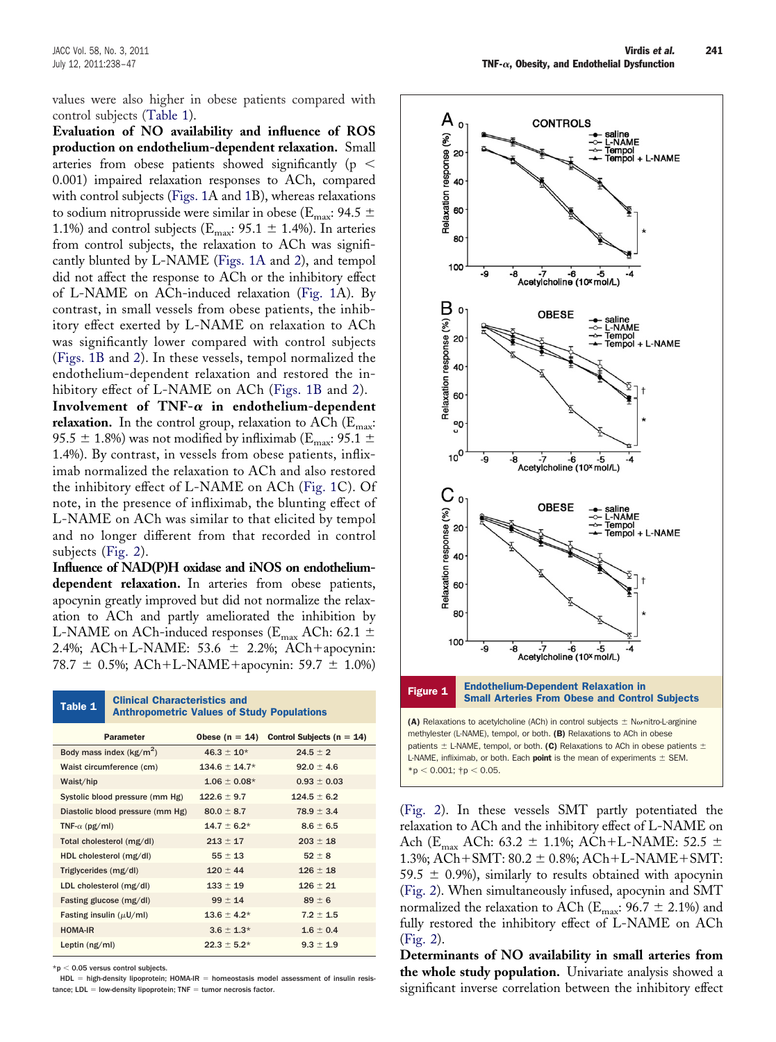values were also higher in obese patients compared with control subjects (Table 1).

**Evaluation of NO availability and influence of ROS production on endothelium-dependent relaxation.** Small arteries from obese patients showed significantly ($p < 0.001$) impaired relaxation responses to ACh, compared with control subjects (Figs. 1A and 1B), whereas relaxations to sodium nitroprusside were similar in obese ($E_{max}$: 94.5 ± 1.1%) and control subjects ($E_{max}$: 95.1 ± 1.4%). In arteries from control subjects, the relaxation to ACh was significantly blunted by L-NAME (Figs. 1A and 2), and tempol did not affect the response to ACh or the inhibitory effect of L-NAME on ACh-induced relaxation (Fig. 1A). By contrast, in small vessels from obese patients, the inhibitory effect exerted by L-NAME on relaxation to ACh was significantly lower compared with control subjects (Figs. 1B and 2). In these vessels, tempol normalized the endothelium-dependent relaxation and restored the inhibitory effect of L-NAME on ACh (Figs. 1B and 2).

**Involvement of TNF-α in endothelium-dependent relaxation.** In the control group, relaxation to ACh ($E_{max}$: 95.5 ± 1.8%) was not modified by infliximab ($E_{max}$: 95.1 ± 1.4%). By contrast, in vessels from obese patients, infliximab normalized the relaxation to ACh and also restored the inhibitory effect of L-NAME on ACh (Fig. 1C). Of note, in the presence of infliximab, the blunting effect of L-NAME on ACh was similar to that elicited by tempol and no longer different from that recorded in control subjects (Fig. 2).

**Influence of NAD(P)H oxidase and iNOS on endothelium-dependent relaxation.** In arteries from obese patients, apocynin greatly improved but did not normalize the relaxation to ACh and partly ameliorated the inhibition by L-NAME on ACh-induced responses ($E_{max}$ ACh: 62.1 ± 2.4%; ACh+L-NAME: 53.6 ± 2.2%; ACh+apocynin: 78.7 ± 0.5%; ACh+L-NAME+apocynin: 59.7 ± 1.0%) (Fig. 2). In these vessels SMT partly potentiated the relaxation to ACh and the inhibitory effect of L-NAME on Ach ($E_{max}$ ACh: 63.2 ± 1.1%; ACh+L-NAME: 52.5 ± 1.3%; ACh+SMT: 80.2 ± 0.8%; ACh+L-NAME+SMT: 59.5 ± 0.9%), similarly to results obtained with apocynin (Fig. 2). When simultaneously infused, apocynin and SMT normalized the relaxation to ACh ($E_{max}$: 96.7 ± 2.1%) and fully restored the inhibitory effect of L-NAME on ACh (Fig. 2).

**Determinants of NO availability in small arteries from the whole study population.** Univariate analysis showed a significant inverse correlation between the inhibitory effect

**Table 1** Clinical Characteristics and Anthropometric Values of Study Populations

| Parameter | Obese (n = 14) | Control Subjects (n = 14) |
|---|---|---|
| Body mass index (kg/m²) | 46.3 ± 10* | 24.5 ± 2 |
| Waist circumference (cm) | 134.6 ± 14.7* | 92.0 ± 4.6 |
| Waist/hip | 1.06 ± 0.08* | 0.93 ± 0.03 |
| Systolic blood pressure (mm Hg) | 122.6 ± 9.7 | 124.5 ± 6.2 |
| Diastolic blood pressure (mm Hg) | 80.0 ± 8.7 | 78.9 ± 3.4 |
| TNF-α (pg/ml) | 14.7 ± 6.2* | 8.6 ± 6.5 |
| Total cholesterol (mg/dl) | 213 ± 17 | 203 ± 18 |
| HDL cholesterol (mg/dl) | 55 ± 13 | 52 ± 8 |
| Triglycerides (mg/dl) | 120 ± 44 | 126 ± 18 |
| LDL cholesterol (mg/dl) | 133 ± 19 | 126 ± 21 |
| Fasting glucose (mg/dl) | 99 ± 14 | 89 ± 6 |
| Fasting insulin (μU/ml) | 13.6 ± 4.2* | 7.2 ± 1.5 |
| HOMA-IR | 3.6 ± 1.3* | 1.6 ± 0.4 |
| Leptin (ng/ml) | 22.3 ± 5.2* | 9.3 ± 1.9 |

*$p < 0.05$ versus control subjects.
HDL = high-density lipoprotein; HOMA-IR = homeostasis model assessment of insulin resistance; LDL = low-density lipoprotein; TNF = tumor necrosis factor.

**Figure 1** Endothelium-Dependent Relaxation in Small Arteries From Obese and Control Subjects

**(A)** Relaxations to acetylcholine (ACh) in control subjects ± Nω-nitro-L-arginine methylester (L-NAME), tempol, or both. **(B)** Relaxations to ACh in obese patients ± L-NAME, tempol, or both. **(C)** Relaxations to ACh in obese patients ± L-NAME, infliximab, or both. Each **point** is the mean of experiments ± SEM. *$p < 0.001$; †$p < 0.05$.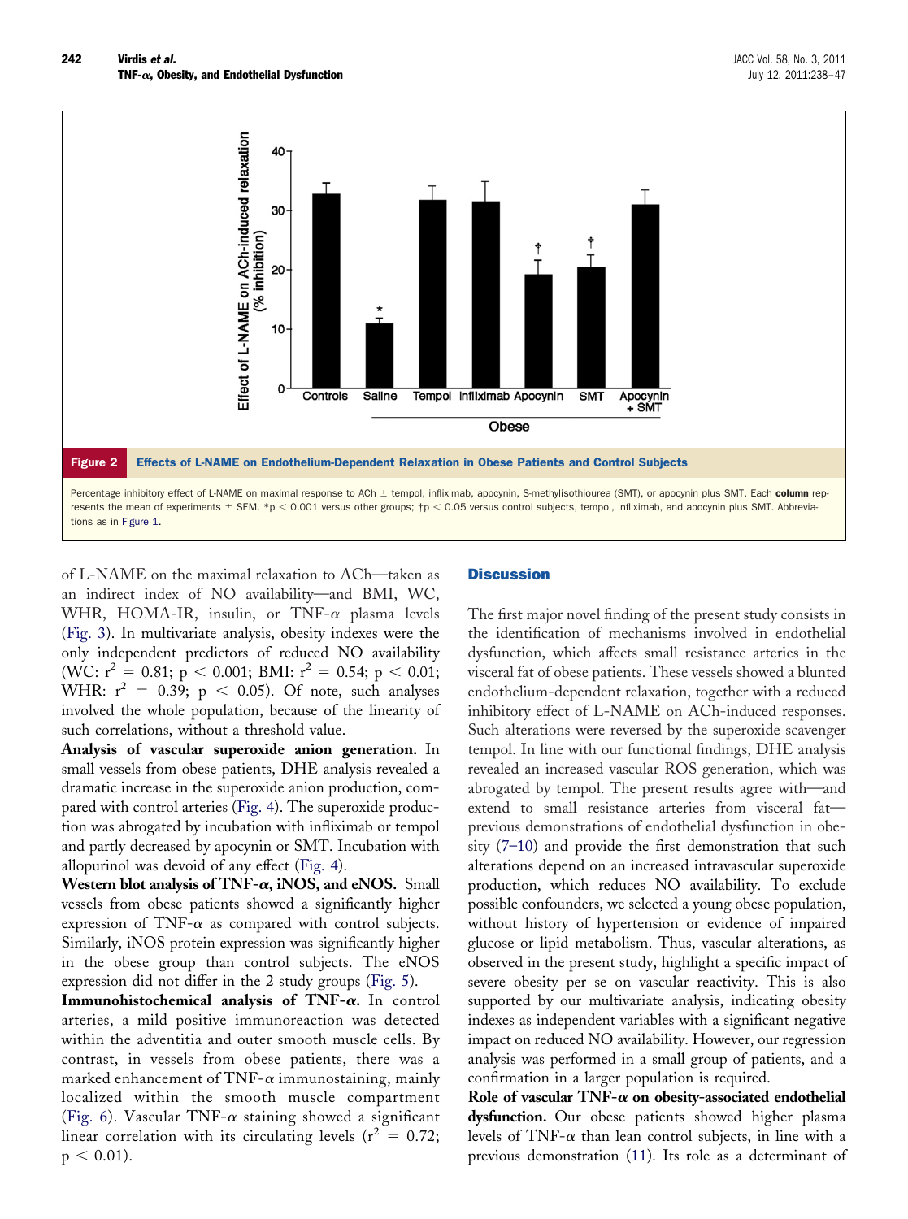**Figure 2 Effects of L-NAME on Endothelium-Dependent Relaxation in Obese Patients and Control Subjects**

Percentage inhibitory effect of L-NAME on maximal response to ACh ± tempol, infliximab, apocynin, S-methylisothiourea (SMT), or apocynin plus SMT. Each **column** represents the mean of experiments ± SEM. *$p < 0.001$ versus other groups; †$p < 0.05$ versus control subjects, tempol, infliximab, and apocynin plus SMT. Abbreviations as in Figure 1.

of L-NAME on the maximal relaxation to ACh—taken as an indirect index of NO availability—and BMI, WC, WHR, HOMA-IR, insulin, or TNF-$\alpha$ plasma levels (Fig. 3). In multivariate analysis, obesity indexes were the only independent predictors of reduced NO availability (WC: $r^2 = 0.81$; $p < 0.001$; BMI: $r^2 = 0.54$; $p < 0.01$; WHR: $r^2 = 0.39$; $p < 0.05$). Of note, such analyses involved the whole population, because of the linearity of such correlations, without a threshold value.

**Analysis of vascular superoxide anion generation.** In small vessels from obese patients, DHE analysis revealed a dramatic increase in the superoxide anion production, compared with control arteries (Fig. 4). The superoxide production was abrogated by incubation with infliximab or tempol and partly decreased by apocynin or SMT. Incubation with allopurinol was devoid of any effect (Fig. 4).

**Western blot analysis of TNF-$\alpha$, iNOS, and eNOS.** Small vessels from obese patients showed a significantly higher expression of TNF-$\alpha$ as compared with control subjects. Similarly, iNOS protein expression was significantly higher in the obese group than control subjects. The eNOS expression did not differ in the 2 study groups (Fig. 5).

**Immunohistochemical analysis of TNF-$\alpha$.** In control arteries, a mild positive immunoreaction was detected within the adventitia and outer smooth muscle cells. By contrast, in vessels from obese patients, there was a marked enhancement of TNF-$\alpha$ immunostaining, mainly localized within the smooth muscle compartment (Fig. 6). Vascular TNF-$\alpha$ staining showed a significant linear correlation with its circulating levels ($r^2 = 0.72$; $p < 0.01$).

## Discussion

The first major novel finding of the present study consists in the identification of mechanisms involved in endothelial dysfunction, which affects small resistance arteries in the visceral fat of obese patients. These vessels showed a blunted endothelium-dependent relaxation, together with a reduced inhibitory effect of L-NAME on ACh-induced responses. Such alterations were reversed by the superoxide scavenger tempol. In line with our functional findings, DHE analysis revealed an increased vascular ROS generation, which was abrogated by tempol. The present results agree with—and extend to small resistance arteries from visceral fat—previous demonstrations of endothelial dysfunction in obesity (7–10) and provide the first demonstration that such alterations depend on an increased intravascular superoxide production, which reduces NO availability. To exclude possible confounders, we selected a young obese population, without history of hypertension or evidence of impaired glucose or lipid metabolism. Thus, vascular alterations, as observed in the present study, highlight a specific impact of severe obesity per se on vascular reactivity. This is also supported by our multivariate analysis, indicating obesity indexes as independent variables with a significant negative impact on reduced NO availability. However, our regression analysis was performed in a small group of patients, and a confirmation in a larger population is required.

**Role of vascular TNF-$\alpha$ on obesity-associated endothelial dysfunction.** Our obese patients showed higher plasma levels of TNF-$\alpha$ than lean control subjects, in line with a previous demonstration (11). Its role as a determinant of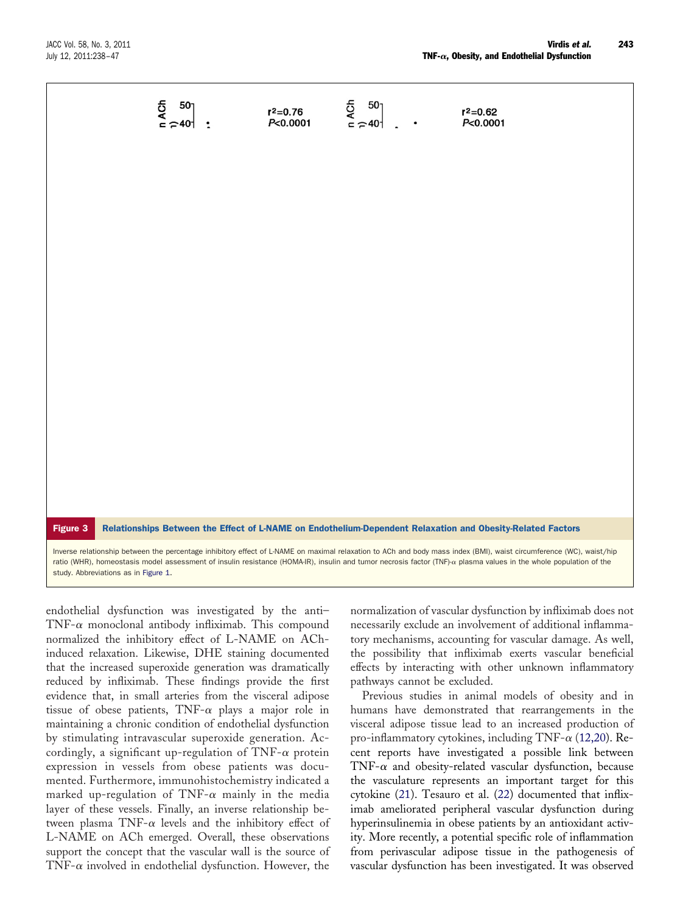**Figure 3** **Relationships Between the Effect of L-NAME on Endothelium-Dependent Relaxation and Obesity-Related Factors**

Inverse relationship between the percentage inhibitory effect of L-NAME on maximal relaxation to ACh and body mass index (BMI), waist circumference (WC), waist/hip ratio (WHR), homeostasis model assessment of insulin resistance (HOMA-IR), insulin and tumor necrosis factor (TNF)-$\alpha$ plasma values in the whole population of the study. Abbreviations as in Figure 1.

endothelial dysfunction was investigated by the anti–TNF-$\alpha$ monoclonal antibody infliximab. This compound normalized the inhibitory effect of L-NAME on ACh-induced relaxation. Likewise, DHE staining documented that the increased superoxide generation was dramatically reduced by infliximab. These findings provide the first evidence that, in small arteries from the visceral adipose tissue of obese patients, TNF-$\alpha$ plays a major role in maintaining a chronic condition of endothelial dysfunction by stimulating intravascular superoxide generation. Accordingly, a significant up-regulation of TNF-$\alpha$ protein expression in vessels from obese patients was documented. Furthermore, immunohistochemistry indicated a marked up-regulation of TNF-$\alpha$ mainly in the media layer of these vessels. Finally, an inverse relationship between plasma TNF-$\alpha$ levels and the inhibitory effect of L-NAME on ACh emerged. Overall, these observations support the concept that the vascular wall is the source of TNF-$\alpha$ involved in endothelial dysfunction. However, the normalization of vascular dysfunction by infliximab does not necessarily exclude an involvement of additional inflammatory mechanisms, accounting for vascular damage. As well, the possibility that infliximab exerts vascular beneficial effects by interacting with other unknown inflammatory pathways cannot be excluded.

Previous studies in animal models of obesity and in humans have demonstrated that rearrangements in the visceral adipose tissue lead to an increased production of pro-inflammatory cytokines, including TNF-$\alpha$ (12,20). Recent reports have investigated a possible link between TNF-$\alpha$ and obesity-related vascular dysfunction, because the vasculature represents an important target for this cytokine (21). Tesauro et al. (22) documented that infliximab ameliorated peripheral vascular dysfunction during hyperinsulinemia in obese patients by an antioxidant activity. More recently, a potential specific role of inflammation from perivascular adipose tissue in the pathogenesis of vascular dysfunction has been investigated. It was observed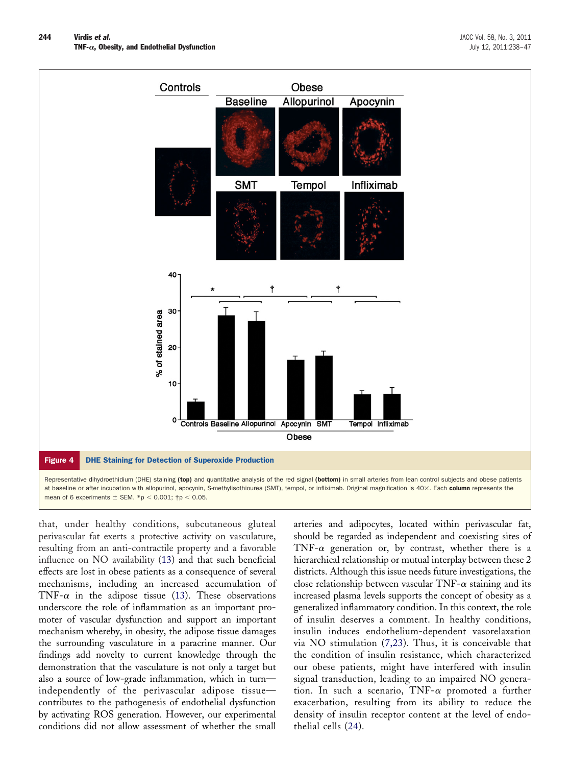**Figure 4 DHE Staining for Detection of Superoxide Production**

Representative dihydroethidium (DHE) staining **(top)** and quantitative analysis of the red signal **(bottom)** in small arteries from lean control subjects and obese patients at baseline or after incubation with allopurinol, apocynin, S-methylisothiourea (SMT), tempol, or infliximab. Original magnification is 40×. Each **column** represents the mean of 6 experiments ± SEM. *$p < 0.001$; †$p < 0.05$.

that, under healthy conditions, subcutaneous gluteal perivascular fat exerts a protective activity on vasculature, resulting from an anti-contractile property and a favorable influence on NO availability (13) and that such beneficial effects are lost in obese patients as a consequence of several mechanisms, including an increased accumulation of TNF-$\alpha$ in the adipose tissue (13). These observations underscore the role of inflammation as an important promoter of vascular dysfunction and support an important mechanism whereby, in obesity, the adipose tissue damages the surrounding vasculature in a paracrine manner. Our findings add novelty to current knowledge through the demonstration that the vasculature is not only a target but also a source of low-grade inflammation, which in turn—independently of the perivascular adipose tissue—contributes to the pathogenesis of endothelial dysfunction by activating ROS generation. However, our experimental conditions did not allow assessment of whether the small arteries and adipocytes, located within perivascular fat, should be regarded as independent and coexisting sites of TNF-$\alpha$ generation or, by contrast, whether there is a hierarchical relationship or mutual interplay between these 2 districts. Although this issue needs future investigations, the close relationship between vascular TNF-$\alpha$ staining and its increased plasma levels supports the concept of obesity as a generalized inflammatory condition. In this context, the role of insulin deserves a comment. In healthy conditions, insulin induces endothelium-dependent vasorelaxation via NO stimulation (7,23). Thus, it is conceivable that the condition of insulin resistance, which characterized our obese patients, might have interfered with insulin signal transduction, leading to an impaired NO generation. In such a scenario, TNF-$\alpha$ promoted a further exacerbation, resulting from its ability to reduce the density of insulin receptor content at the level of endothelial cells (24).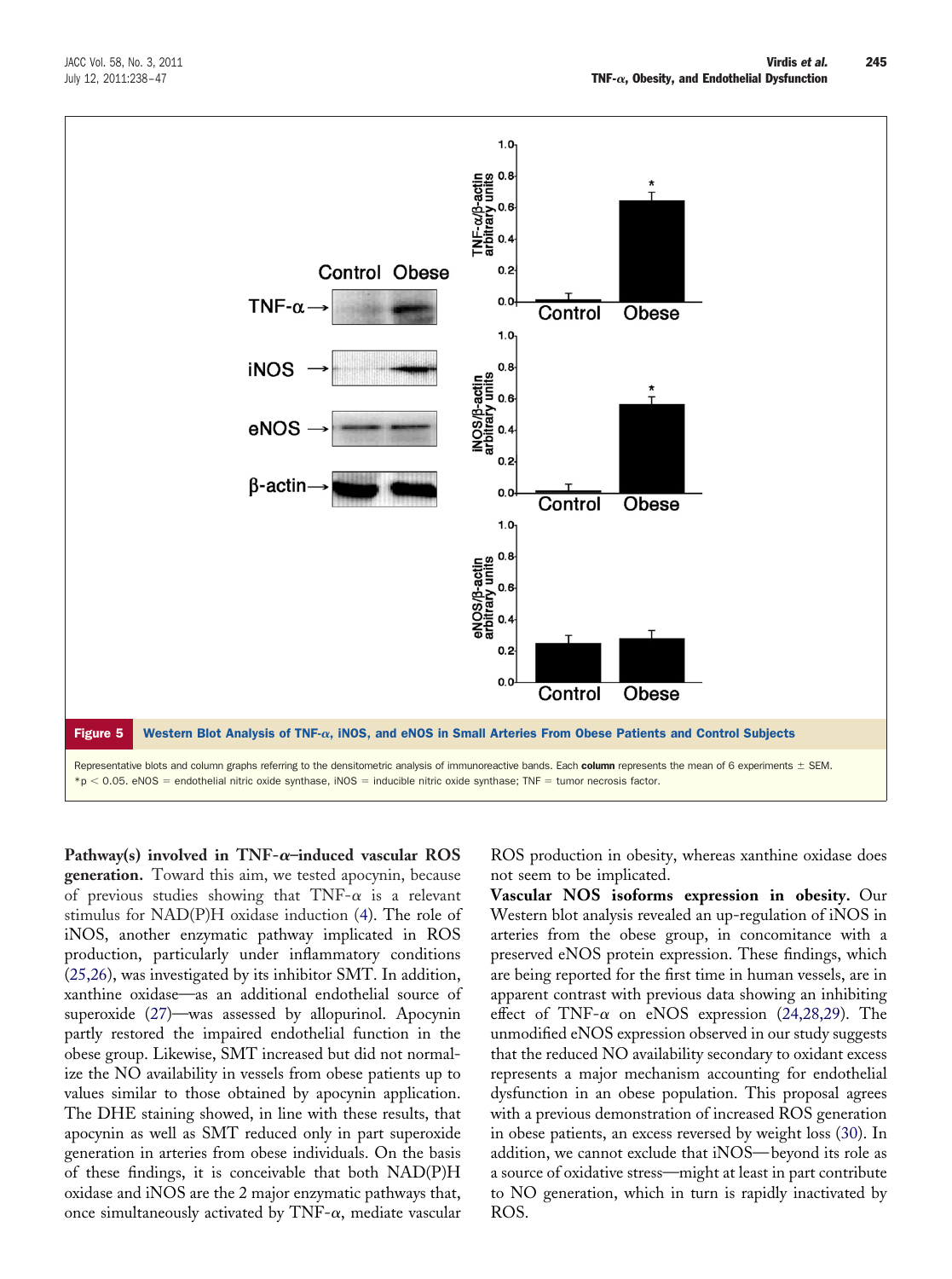**Figure 5** Western Blot Analysis of TNF-α, iNOS, and eNOS in Small Arteries From Obese Patients and Control Subjects

Representative blots and column graphs referring to the densitometric analysis of immunoreactive bands. Each **column** represents the mean of 6 experiments ± SEM. *$p < 0.05$. eNOS = endothelial nitric oxide synthase, iNOS = inducible nitric oxide synthase; TNF = tumor necrosis factor.

**Pathway(s) involved in TNF-α–induced vascular ROS generation.** Toward this aim, we tested apocynin, because of previous studies showing that TNF-α is a relevant stimulus for NAD(P)H oxidase induction (4). The role of iNOS, another enzymatic pathway implicated in ROS production, particularly under inflammatory conditions (25,26), was investigated by its inhibitor SMT. In addition, xanthine oxidase—as an additional endothelial source of superoxide (27)—was assessed by allopurinol. Apocynin partly restored the impaired endothelial function in the obese group. Likewise, SMT increased but did not normalize the NO availability in vessels from obese patients up to values similar to those obtained by apocynin application. The DHE staining showed, in line with these results, that apocynin as well as SMT reduced only in part superoxide generation in arteries from obese individuals. On the basis of these findings, it is conceivable that both NAD(P)H oxidase and iNOS are the 2 major enzymatic pathways that, once simultaneously activated by TNF-α, mediate vascular ROS production in obesity, whereas xanthine oxidase does not seem to be implicated.

**Vascular NOS isoforms expression in obesity.** Our Western blot analysis revealed an up-regulation of iNOS in arteries from the obese group, in concomitance with a preserved eNOS protein expression. These findings, which are being reported for the first time in human vessels, are in apparent contrast with previous data showing an inhibiting effect of TNF-α on eNOS expression (24,28,29). The unmodified eNOS expression observed in our study suggests that the reduced NO availability secondary to oxidant excess represents a major mechanism accounting for endothelial dysfunction in an obese population. This proposal agrees with a previous demonstration of increased ROS generation in obese patients, an excess reversed by weight loss (30). In addition, we cannot exclude that iNOS—beyond its role as a source of oxidative stress—might at least in part contribute to NO generation, which in turn is rapidly inactivated by ROS.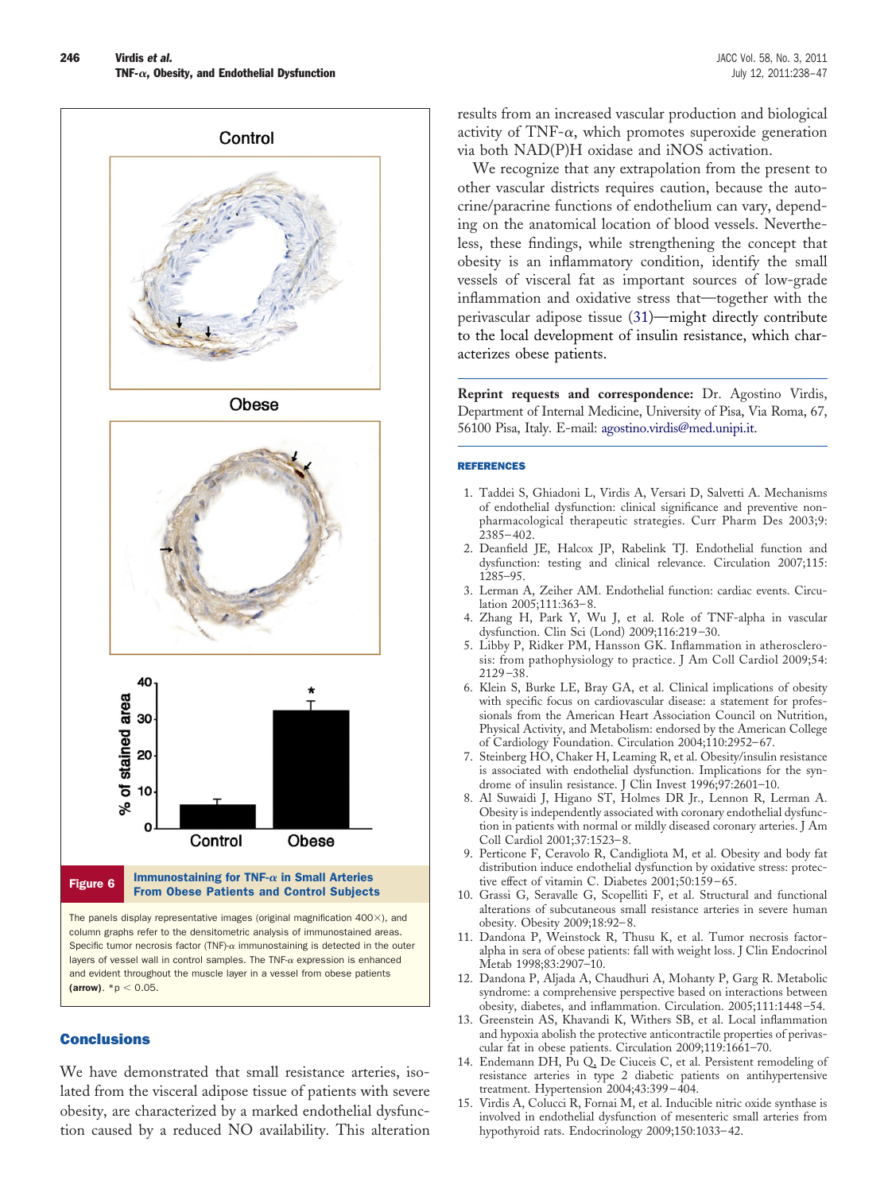**Figure 6** Immunostaining for TNF-α in Small Arteries From Obese Patients and Control Subjects

The panels display representative images (original magnification 400×), and column graphs refer to the densitometric analysis of immunostained areas. Specific tumor necrosis factor (TNF)-α immunostaining is detected in the outer layers of vessel wall in control samples. The TNF-α expression is enhanced and evident throughout the muscle layer in a vessel from obese patients **(arrow)**. *$p < 0.05$.

## Conclusions

We have demonstrated that small resistance arteries, isolated from the visceral adipose tissue of patients with severe obesity, are characterized by a marked endothelial dysfunction caused by a reduced NO availability. This alteration results from an increased vascular production and biological activity of TNF-α, which promotes superoxide generation via both NAD(P)H oxidase and iNOS activation.

We recognize that any extrapolation from the present to other vascular districts requires caution, because the autocrine/paracrine functions of endothelium can vary, depending on the anatomical location of blood vessels. Nevertheless, these findings, while strengthening the concept that obesity is an inflammatory condition, identify the small vessels of visceral fat as important sources of low-grade inflammation and oxidative stress that—together with the perivascular adipose tissue (31)—might directly contribute to the local development of insulin resistance, which characterizes obese patients.

**Reprint requests and correspondence:** Dr. Agostino Virdis, Department of Internal Medicine, University of Pisa, Via Roma, 67, 56100 Pisa, Italy. E-mail: agostino.virdis@med.unipi.it.

## REFERENCES

1. Taddei S, Ghiadoni L, Virdis A, Versari D, Salvetti A. Mechanisms of endothelial dysfunction: clinical significance and preventive non-pharmacological therapeutic strategies. Curr Pharm Des 2003;9:2385–402.
2. Deanfield JE, Halcox JP, Rabelink TJ. Endothelial function and dysfunction: testing and clinical relevance. Circulation 2007;115:1285–95.
3. Lerman A, Zeiher AM. Endothelial function: cardiac events. Circulation 2005;111:363–8.
4. Zhang H, Park Y, Wu J, et al. Role of TNF-alpha in vascular dysfunction. Clin Sci (Lond) 2009;116:219–30.
5. Libby P, Ridker PM, Hansson GK. Inflammation in atherosclerosis: from pathophysiology to practice. J Am Coll Cardiol 2009;54:2129–38.
6. Klein S, Burke LE, Bray GA, et al. Clinical implications of obesity with specific focus on cardiovascular disease: a statement for professionals from the American Heart Association Council on Nutrition, Physical Activity, and Metabolism: endorsed by the American College of Cardiology Foundation. Circulation 2004;110:2952–67.
7. Steinberg HO, Chaker H, Leaming R, et al. Obesity/insulin resistance is associated with endothelial dysfunction. Implications for the syndrome of insulin resistance. J Clin Invest 1996;97:2601–10.
8. Al Suwaidi J, Higano ST, Holmes DR Jr., Lennon R, Lerman A. Obesity is independently associated with coronary endothelial dysfunction in patients with normal or mildly diseased coronary arteries. J Am Coll Cardiol 2001;37:1523–8.
9. Perticone F, Ceravolo R, Candigliota M, et al. Obesity and body fat distribution induce endothelial dysfunction by oxidative stress: protective effect of vitamin C. Diabetes 2001;50:159–65.
10. Grassi G, Seravalle G, Scopelliti F, et al. Structural and functional alterations of subcutaneous small resistance arteries in severe human obesity. Obesity 2009;18:92–8.
11. Dandona P, Weinstock R, Thusu K, et al. Tumor necrosis factor-alpha in sera of obese patients: fall with weight loss. J Clin Endocrinol Metab 1998;83:2907–10.
12. Dandona P, Aljada A, Chaudhuri A, Mohanty P, Garg R. Metabolic syndrome: a comprehensive perspective based on interactions between obesity, diabetes, and inflammation. Circulation. 2005;111:1448–54.
13. Greenstein AS, Khavandi K, Withers SB, et al. Local inflammation and hypoxia abolish the protective anticontractile properties of perivascular fat in obese patients. Circulation 2009;119:1661–70.
14. Endemann DH, Pu Q, De Ciuceis C, et al. Persistent remodeling of resistance arteries in type 2 diabetic patients on antihypertensive treatment. Hypertension 2004;43:399–404.
15. Virdis A, Colucci R, Fornai M, et al. Inducible nitric oxide synthase is involved in endothelial dysfunction of mesenteric small arteries from hypothyroid rats. Endocrinology 2009;150:1033–42.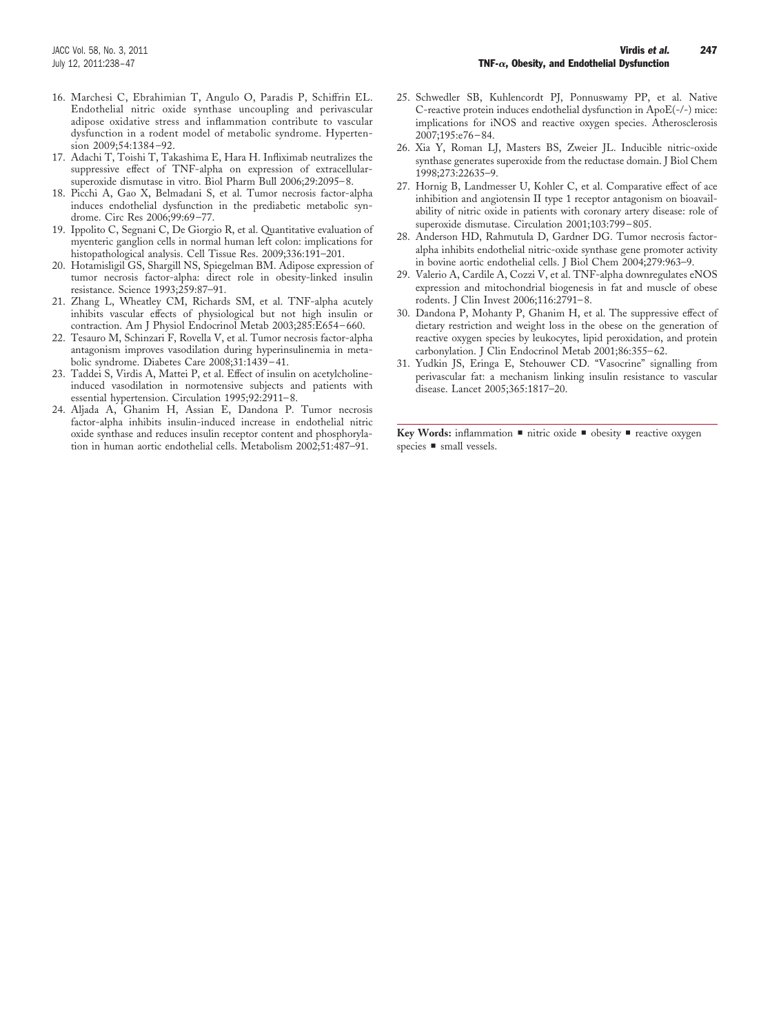16. Marchesi C, Ebrahimian T, Angulo O, Paradis P, Schiffrin EL. Endothelial nitric oxide synthase uncoupling and perivascular adipose oxidative stress and inflammation contribute to vascular dysfunction in a rodent model of metabolic syndrome. Hypertension 2009;54:1384–92.
17. Adachi T, Toishi T, Takashima E, Hara H. Infliximab neutralizes the suppressive effect of TNF-alpha on expression of extracellular-superoxide dismutase in vitro. Biol Pharm Bull 2006;29:2095–8.
18. Picchi A, Gao X, Belmadani S, et al. Tumor necrosis factor-alpha induces endothelial dysfunction in the prediabetic metabolic syndrome. Circ Res 2006;99:69–77.
19. Ippolito C, Segnani C, De Giorgio R, et al. Quantitative evaluation of myenteric ganglion cells in normal human left colon: implications for histopathological analysis. Cell Tissue Res. 2009;336:191–201.
20. Hotamisligil GS, Shargill NS, Spiegelman BM. Adipose expression of tumor necrosis factor-alpha: direct role in obesity-linked insulin resistance. Science 1993;259:87–91.
21. Zhang L, Wheatley CM, Richards SM, et al. TNF-alpha acutely inhibits vascular effects of physiological but not high insulin or contraction. Am J Physiol Endocrinol Metab 2003;285:E654–660.
22. Tesauro M, Schinzari F, Rovella V, et al. Tumor necrosis factor-alpha antagonism improves vasodilation during hyperinsulinemia in metabolic syndrome. Diabetes Care 2008;31:1439–41.
23. Taddei S, Virdis A, Mattei P, et al. Effect of insulin on acetylcholine-induced vasodilation in normotensive subjects and patients with essential hypertension. Circulation 1995;92:2911–8.
24. Aljada A, Ghanim H, Assian E, Dandona P. Tumor necrosis factor-alpha inhibits insulin-induced increase in endothelial nitric oxide synthase and reduces insulin receptor content and phosphorylation in human aortic endothelial cells. Metabolism 2002;51:487–91.
25. Schwedler SB, Kuhlencordt PJ, Ponnuswamy PP, et al. Native C-reactive protein induces endothelial dysfunction in ApoE(-/-) mice: implications for iNOS and reactive oxygen species. Atherosclerosis 2007;195:e76–84.
26. Xia Y, Roman LJ, Masters BS, Zweier JL. Inducible nitric-oxide synthase generates superoxide from the reductase domain. J Biol Chem 1998;273:22635–9.
27. Hornig B, Landmesser U, Kohler C, et al. Comparative effect of ace inhibition and angiotensin II type 1 receptor antagonism on bioavailability of nitric oxide in patients with coronary artery disease: role of superoxide dismutase. Circulation 2001;103:799–805.
28. Anderson HD, Rahmutula D, Gardner DG. Tumor necrosis factor-alpha inhibits endothelial nitric-oxide synthase gene promoter activity in bovine aortic endothelial cells. J Biol Chem 2004;279:963–9.
29. Valerio A, Cardile A, Cozzi V, et al. TNF-alpha downregulates eNOS expression and mitochondrial biogenesis in fat and muscle of obese rodents. J Clin Invest 2006;116:2791–8.
30. Dandona P, Mohanty P, Ghanim H, et al. The suppressive effect of dietary restriction and weight loss in the obese on the generation of reactive oxygen species by leukocytes, lipid peroxidation, and protein carbonylation. J Clin Endocrinol Metab 2001;86:355–62.
31. Yudkin JS, Eringa E, Stehouwer CD. "Vasocrine" signalling from perivascular fat: a mechanism linking insulin resistance to vascular disease. Lancet 2005;365:1817–20.

---

**Key Words:** inflammation ▪ nitric oxide ▪ obesity ▪ reactive oxygen species ▪ small vessels.